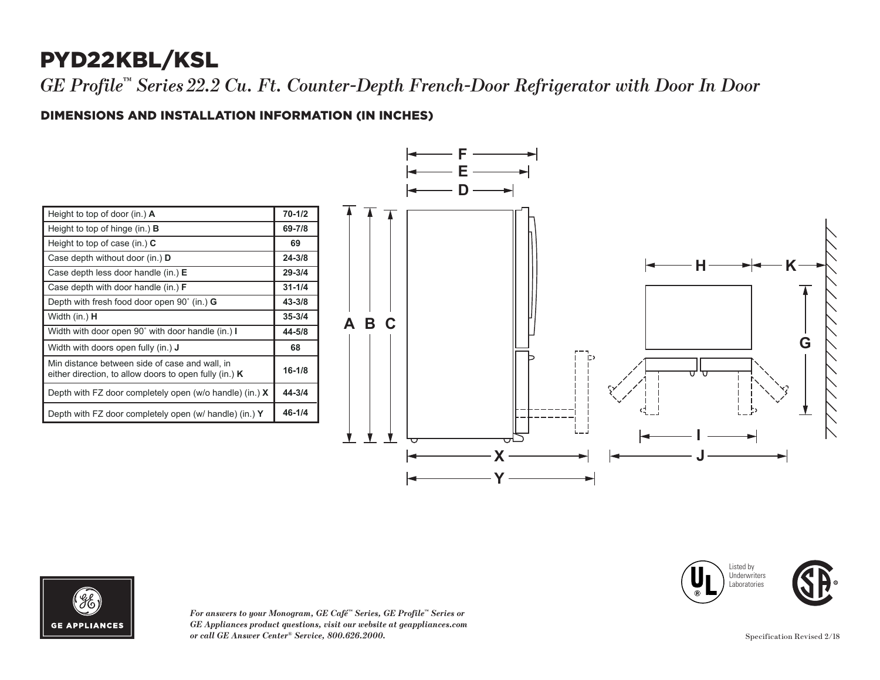# PYD22KBL/KSL

*GE Profile™ Series 22.2 Cu. Ft. Counter-Depth French-Door Refrigerator with Door In Door*

## DIMENSIONS AND INSTALLATION INFORMATION (IN INCHES)

| | |
|---|---|
| Height to top of door (in.) **A** | 70-1/2 |
| Height to top of hinge (in.) **B** | 69-7/8 |
| Height to top of case (in.) **C** | 69 |
| Case depth without door (in.) **D** | 24-3/8 |
| Case depth less door handle (in.) **E** | 29-3/4 |
| Case depth with door handle (in.) **F** | 31-1/4 |
| Depth with fresh food door open 90˚ (in.) **G** | 43-3/8 |
| Width (in.) **H** | 35-3/4 |
| Width with door open 90˚ with door handle (in.) **I** | 44-5/8 |
| Width with doors open fully (in.) **J** | 68 |
| Min distance between side of case and wall, in either direction, to allow doors to open fully (in.) **K** | 16-1/8 |
| Depth with FZ door completely open (w/o handle) (in.) **X** | 44-3/4 |
| Depth with FZ door completely open (w/ handle) (in.) **Y** | 46-1/4 |

*For answers to your Monogram, GE Café™ Series, GE Profile™ Series or GE Appliances product questions, visit our website at geappliances.com or call GE Answer Center® Service, 800.626.2000.*

Listed by Underwriters Laboratories

Specification Revised 2/18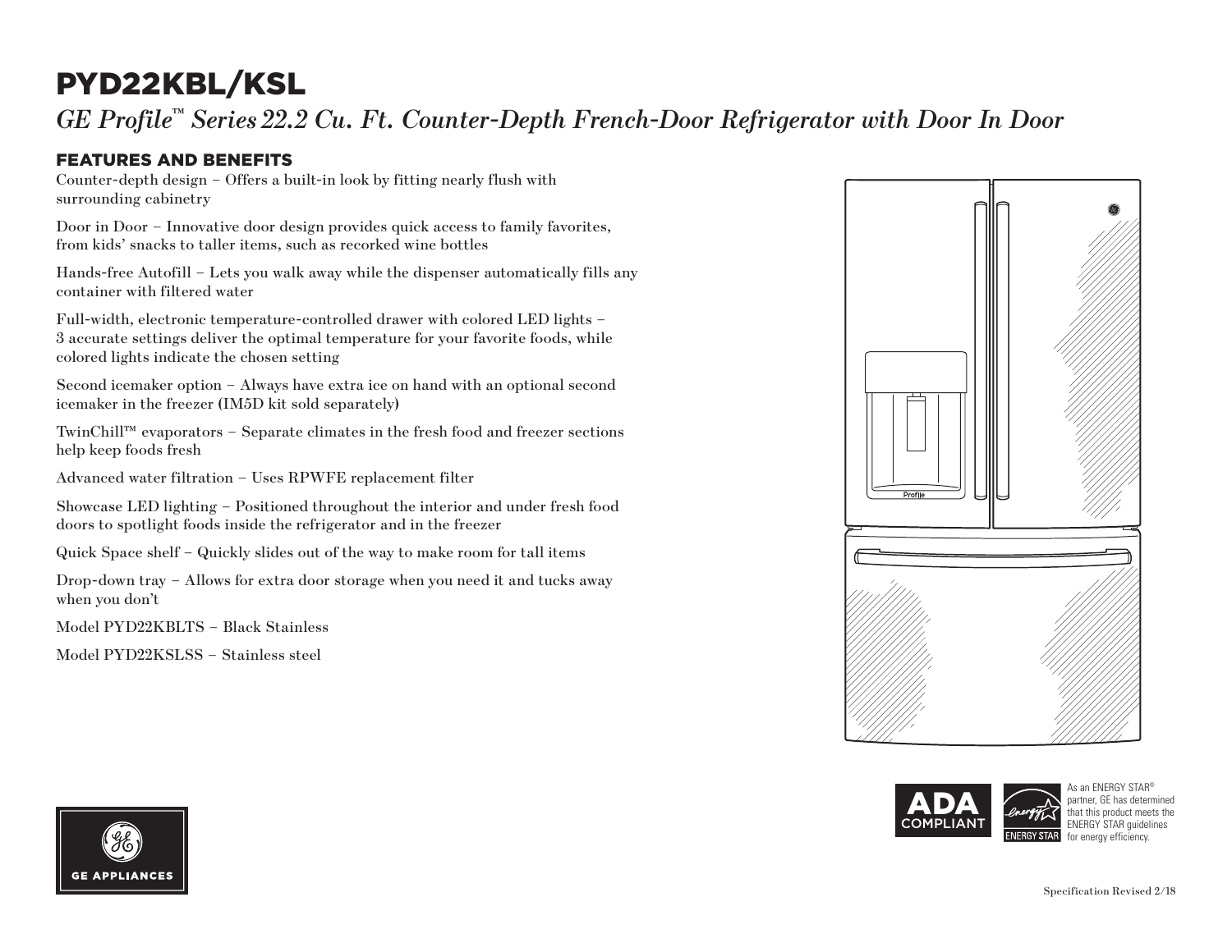# PYD22KBL/KSL

*GE Profile™ Series 22.2 Cu. Ft. Counter-Depth French-Door Refrigerator with Door In Door*

## FEATURES AND BENEFITS

Counter-depth design – Offers a built-in look by fitting nearly flush with surrounding cabinetry

Door in Door – Innovative door design provides quick access to family favorites, from kids' snacks to taller items, such as recorked wine bottles

Hands-free Autofill – Lets you walk away while the dispenser automatically fills any container with filtered water

Full-width, electronic temperature-controlled drawer with colored LED lights – 3 accurate settings deliver the optimal temperature for your favorite foods, while colored lights indicate the chosen setting

Second icemaker option – Always have extra ice on hand with an optional second icemaker in the freezer (IM5D kit sold separately)

TwinChill™ evaporators – Separate climates in the fresh food and freezer sections help keep foods fresh

Advanced water filtration – Uses RPWFE replacement filter

Showcase LED lighting – Positioned throughout the interior and under fresh food doors to spotlight foods inside the refrigerator and in the freezer

Quick Space shelf – Quickly slides out of the way to make room for tall items

Drop-down tray – Allows for extra door storage when you need it and tucks away when you don't

Model PYD22KBLTS – Black Stainless

Model PYD22KSLSS – Stainless steel

ADA COMPLIANT

ENERGY STAR

As an ENERGY STAR® partner, GE has determined that this product meets the ENERGY STAR guidelines for energy efficiency.

GE APPLIANCES

Specification Revised 2/18